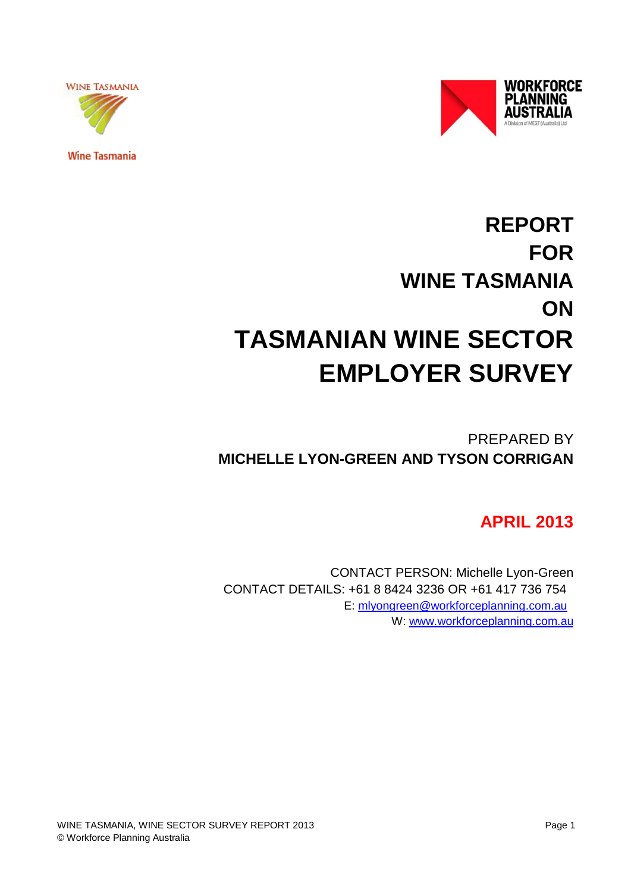Wine Tasmania

# REPORT FOR WINE TASMANIA ON

# TASMANIAN WINE SECTOR EMPLOYER SURVEY

PREPARED BY
**MICHELLE LYON-GREEN AND TYSON CORRIGAN**

**APRIL 2013**

CONTACT PERSON: Michelle Lyon-Green
CONTACT DETAILS: +61 8 8424 3236 OR +61 417 736 754
E: mlyongreen@workforceplanning.com.au
W: www.workforceplanning.com.au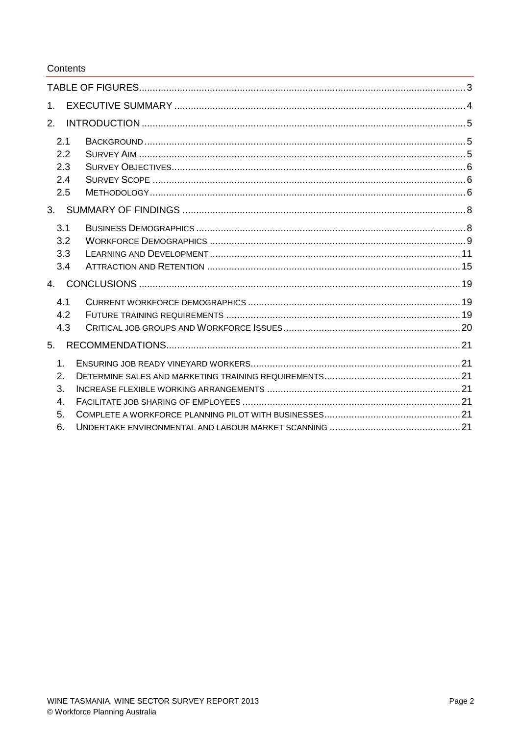# Contents

TABLE OF FIGURES....................3

1. EXECUTIVE SUMMARY....................4

2. INTRODUCTION....................5

   2.1 BACKGROUND....................5
   2.2 SURVEY AIM....................5
   2.3 SURVEY OBJECTIVES....................6
   2.4 SURVEY SCOPE....................6
   2.5 METHODOLOGY....................6

3. SUMMARY OF FINDINGS....................8

   3.1 BUSINESS DEMOGRAPHICS....................8
   3.2 WORKFORCE DEMOGRAPHICS....................9
   3.3 LEARNING AND DEVELOPMENT....................11
   3.4 ATTRACTION AND RETENTION....................15

4. CONCLUSIONS....................19

   4.1 CURRENT WORKFORCE DEMOGRAPHICS....................19
   4.2 FUTURE TRAINING REQUIREMENTS....................19
   4.3 CRITICAL JOB GROUPS AND WORKFORCE ISSUES....................20

5. RECOMMENDATIONS....................21

   1. ENSURING JOB READY VINEYARD WORKERS....................21
   2. DETERMINE SALES AND MARKETING TRAINING REQUIREMENTS....................21
   3. INCREASE FLEXIBLE WORKING ARRANGEMENTS....................21
   4. FACILITATE JOB SHARING OF EMPLOYEES....................21
   5. COMPLETE A WORKFORCE PLANNING PILOT WITH BUSINESSES....................21
   6. UNDERTAKE ENVIRONMENTAL AND LABOUR MARKET SCANNING....................21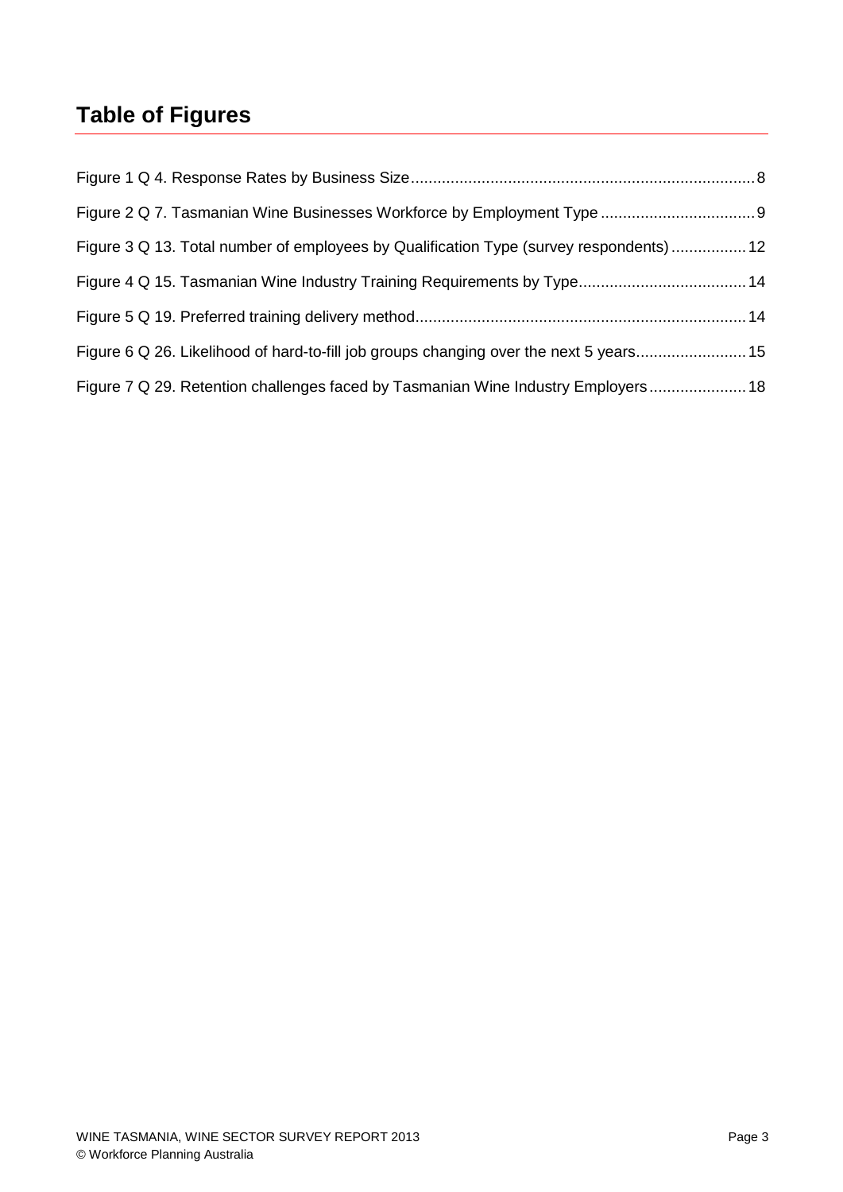# Table of Figures

Figure 1 Q 4. Response Rates by Business Size .......... 8

Figure 2 Q 7. Tasmanian Wine Businesses Workforce by Employment Type .......... 9

Figure 3 Q 13. Total number of employees by Qualification Type (survey respondents) .......... 12

Figure 4 Q 15. Tasmanian Wine Industry Training Requirements by Type .......... 14

Figure 5 Q 19. Preferred training delivery method .......... 14

Figure 6 Q 26. Likelihood of hard-to-fill job groups changing over the next 5 years .......... 15

Figure 7 Q 29. Retention challenges faced by Tasmanian Wine Industry Employers .......... 18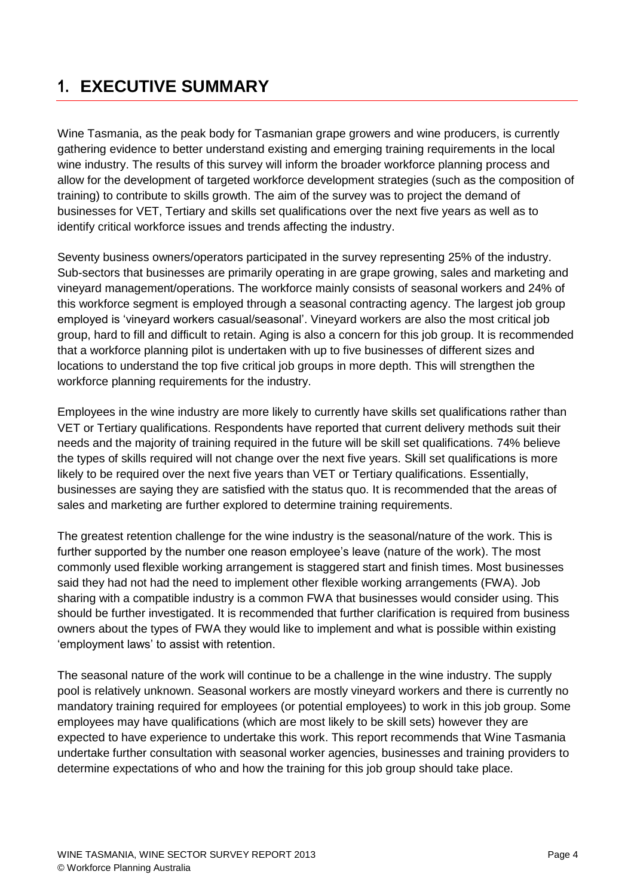# 1. EXECUTIVE SUMMARY

Wine Tasmania, as the peak body for Tasmanian grape growers and wine producers, is currently gathering evidence to better understand existing and emerging training requirements in the local wine industry. The results of this survey will inform the broader workforce planning process and allow for the development of targeted workforce development strategies (such as the composition of training) to contribute to skills growth. The aim of the survey was to project the demand of businesses for VET, Tertiary and skills set qualifications over the next five years as well as to identify critical workforce issues and trends affecting the industry.

Seventy business owners/operators participated in the survey representing 25% of the industry. Sub-sectors that businesses are primarily operating in are grape growing, sales and marketing and vineyard management/operations. The workforce mainly consists of seasonal workers and 24% of this workforce segment is employed through a seasonal contracting agency. The largest job group employed is 'vineyard workers casual/seasonal'. Vineyard workers are also the most critical job group, hard to fill and difficult to retain. Aging is also a concern for this job group. It is recommended that a workforce planning pilot is undertaken with up to five businesses of different sizes and locations to understand the top five critical job groups in more depth. This will strengthen the workforce planning requirements for the industry.

Employees in the wine industry are more likely to currently have skills set qualifications rather than VET or Tertiary qualifications. Respondents have reported that current delivery methods suit their needs and the majority of training required in the future will be skill set qualifications. 74% believe the types of skills required will not change over the next five years. Skill set qualifications is more likely to be required over the next five years than VET or Tertiary qualifications. Essentially, businesses are saying they are satisfied with the status quo. It is recommended that the areas of sales and marketing are further explored to determine training requirements.

The greatest retention challenge for the wine industry is the seasonal/nature of the work. This is further supported by the number one reason employee's leave (nature of the work). The most commonly used flexible working arrangement is staggered start and finish times. Most businesses said they had not had the need to implement other flexible working arrangements (FWA). Job sharing with a compatible industry is a common FWA that businesses would consider using. This should be further investigated. It is recommended that further clarification is required from business owners about the types of FWA they would like to implement and what is possible within existing 'employment laws' to assist with retention.

The seasonal nature of the work will continue to be a challenge in the wine industry. The supply pool is relatively unknown. Seasonal workers are mostly vineyard workers and there is currently no mandatory training required for employees (or potential employees) to work in this job group. Some employees may have qualifications (which are most likely to be skill sets) however they are expected to have experience to undertake this work. This report recommends that Wine Tasmania undertake further consultation with seasonal worker agencies, businesses and training providers to determine expectations of who and how the training for this job group should take place.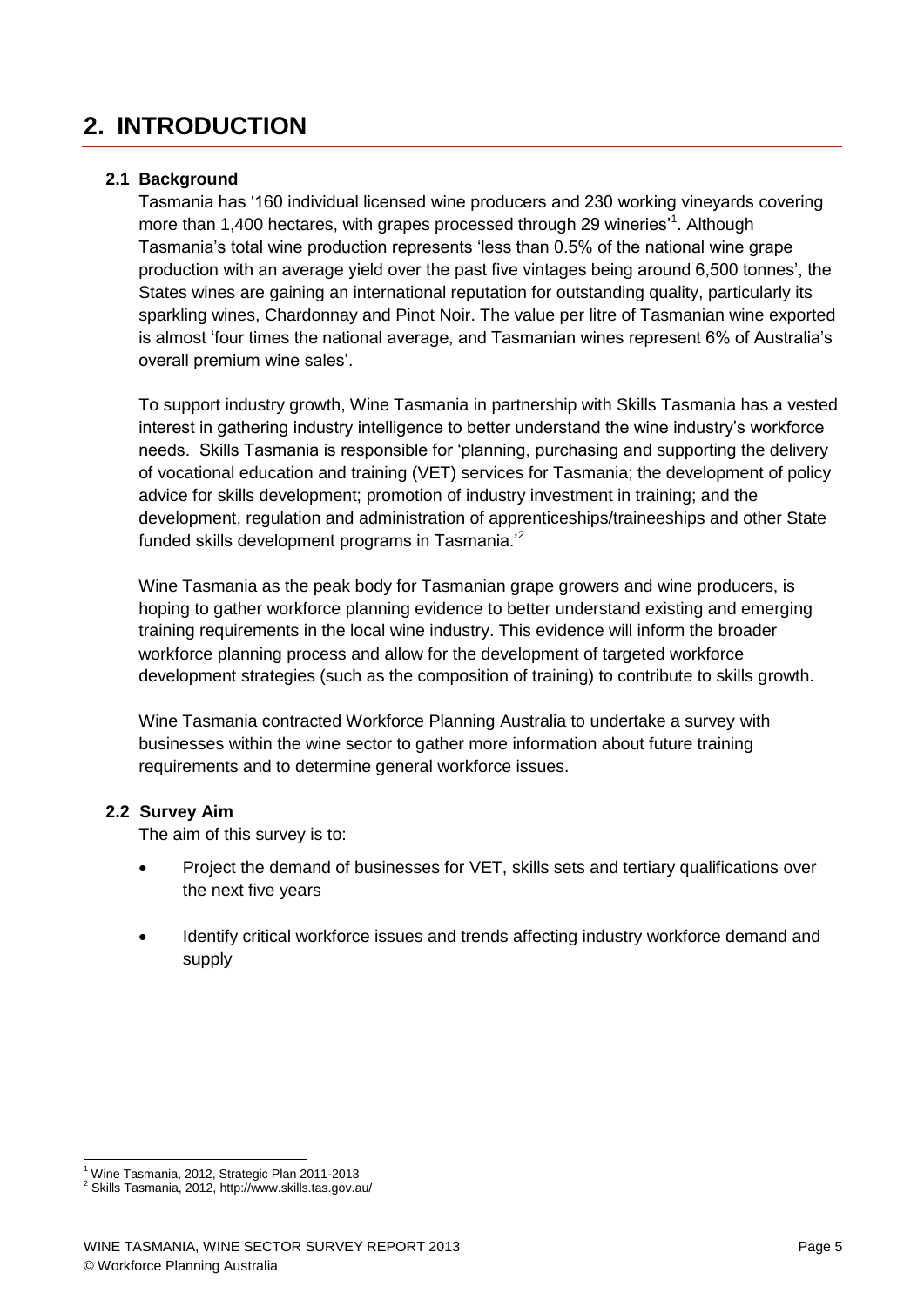# 2. INTRODUCTION

## 2.1 Background

Tasmania has '160 individual licensed wine producers and 230 working vineyards covering more than 1,400 hectares, with grapes processed through 29 wineries'[1]. Although Tasmania's total wine production represents 'less than 0.5% of the national wine grape production with an average yield over the past five vintages being around 6,500 tonnes', the States wines are gaining an international reputation for outstanding quality, particularly its sparkling wines, Chardonnay and Pinot Noir. The value per litre of Tasmanian wine exported is almost 'four times the national average, and Tasmanian wines represent 6% of Australia's overall premium wine sales'.

To support industry growth, Wine Tasmania in partnership with Skills Tasmania has a vested interest in gathering industry intelligence to better understand the wine industry's workforce needs. Skills Tasmania is responsible for 'planning, purchasing and supporting the delivery of vocational education and training (VET) services for Tasmania; the development of policy advice for skills development; promotion of industry investment in training; and the development, regulation and administration of apprenticeships/traineeships and other State funded skills development programs in Tasmania.'[2]

Wine Tasmania as the peak body for Tasmanian grape growers and wine producers, is hoping to gather workforce planning evidence to better understand existing and emerging training requirements in the local wine industry. This evidence will inform the broader workforce planning process and allow for the development of targeted workforce development strategies (such as the composition of training) to contribute to skills growth.

Wine Tasmania contracted Workforce Planning Australia to undertake a survey with businesses within the wine sector to gather more information about future training requirements and to determine general workforce issues.

## 2.2 Survey Aim

The aim of this survey is to:

- Project the demand of businesses for VET, skills sets and tertiary qualifications over the next five years
- Identify critical workforce issues and trends affecting industry workforce demand and supply

[1] Wine Tasmania, 2012, Strategic Plan 2011-2013
[2] Skills Tasmania, 2012, http://www.skills.tas.gov.au/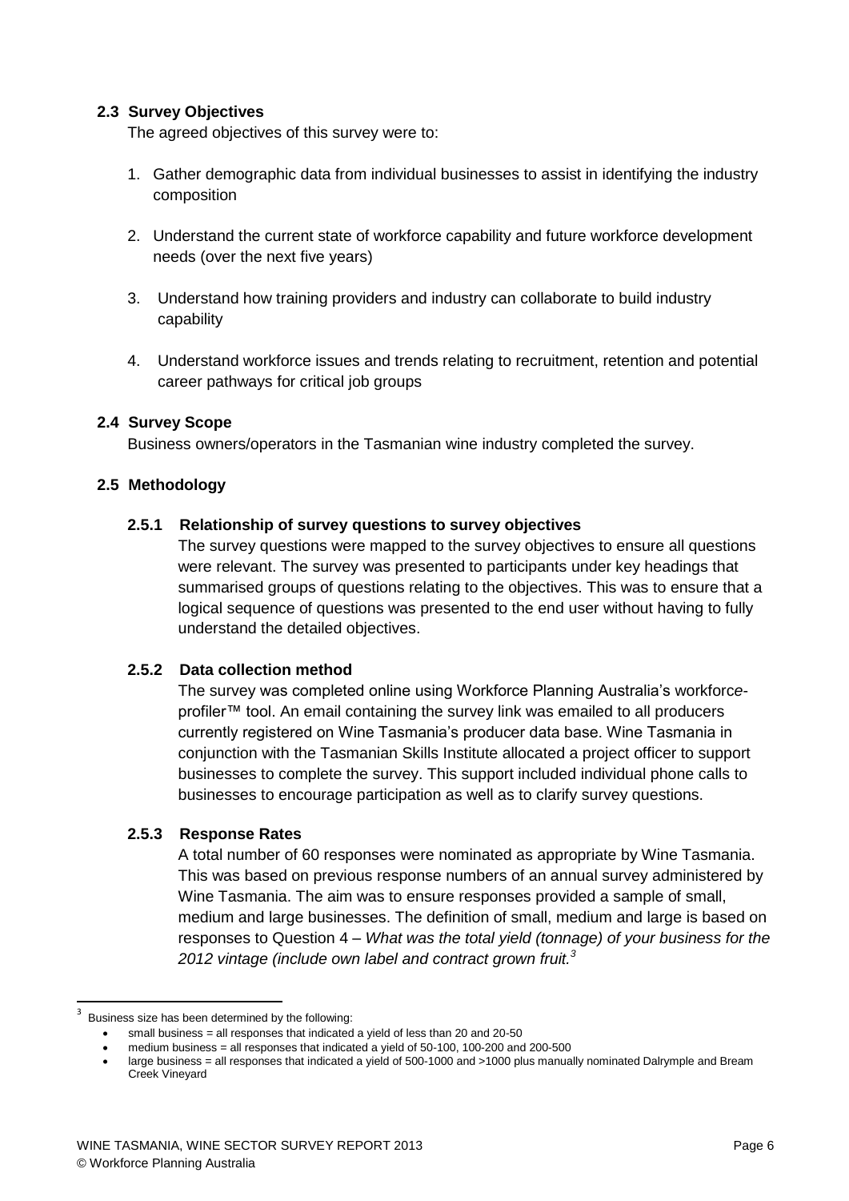### 2.3 Survey Objectives

The agreed objectives of this survey were to:

1. Gather demographic data from individual businesses to assist in identifying the industry composition
2. Understand the current state of workforce capability and future workforce development needs (over the next five years)
3. Understand how training providers and industry can collaborate to build industry capability
4. Understand workforce issues and trends relating to recruitment, retention and potential career pathways for critical job groups

### 2.4 Survey Scope

Business owners/operators in the Tasmanian wine industry completed the survey.

### 2.5 Methodology

#### 2.5.1 Relationship of survey questions to survey objectives

The survey questions were mapped to the survey objectives to ensure all questions were relevant. The survey was presented to participants under key headings that summarised groups of questions relating to the objectives. This was to ensure that a logical sequence of questions was presented to the end user without having to fully understand the detailed objectives.

#### 2.5.2 Data collection method

The survey was completed online using Workforce Planning Australia's workforc*e*-profiler™ tool. An email containing the survey link was emailed to all producers currently registered on Wine Tasmania's producer data base. Wine Tasmania in conjunction with the Tasmanian Skills Institute allocated a project officer to support businesses to complete the survey. This support included individual phone calls to businesses to encourage participation as well as to clarify survey questions.

#### 2.5.3 Response Rates

A total number of 60 responses were nominated as appropriate by Wine Tasmania. This was based on previous response numbers of an annual survey administered by Wine Tasmania. The aim was to ensure responses provided a sample of small, medium and large businesses. The definition of small, medium and large is based on responses to Question 4 – *What was the total yield (tonnage) of your business for the 2012 vintage (include own label and contract grown fruit.*[3]

---

[3] Business size has been determined by the following:

- small business = all responses that indicated a yield of less than 20 and 20-50
- medium business = all responses that indicated a yield of 50-100, 100-200 and 200-500
- large business = all responses that indicated a yield of 500-1000 and >1000 plus manually nominated Dalrymple and Bream Creek Vineyard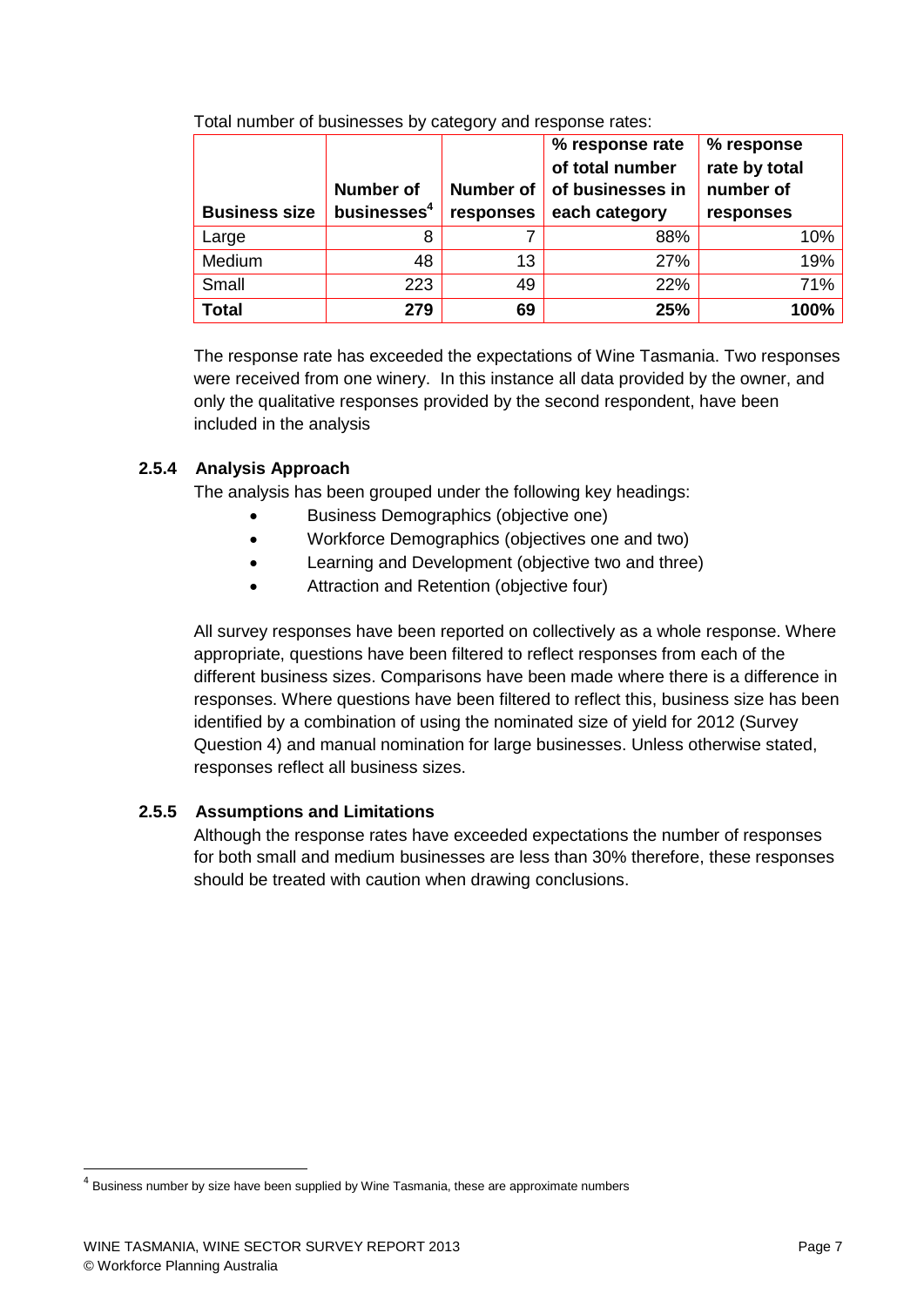Total number of businesses by category and response rates:

| Business size | Number of businesses[4] | Number of responses | % response rate of total number of businesses in each category | % response rate by total number of responses |
|---|---|---|---|---|
| Large | 8 | 7 | 88% | 10% |
| Medium | 48 | 13 | 27% | 19% |
| Small | 223 | 49 | 22% | 71% |
| **Total** | **279** | **69** | **25%** | **100%** |

The response rate has exceeded the expectations of Wine Tasmania. Two responses were received from one winery. In this instance all data provided by the owner, and only the qualitative responses provided by the second respondent, have been included in the analysis

### 2.5.4 Analysis Approach

The analysis has been grouped under the following key headings:

- Business Demographics (objective one)
- Workforce Demographics (objectives one and two)
- Learning and Development (objective two and three)
- Attraction and Retention (objective four)

All survey responses have been reported on collectively as a whole response. Where appropriate, questions have been filtered to reflect responses from each of the different business sizes. Comparisons have been made where there is a difference in responses. Where questions have been filtered to reflect this, business size has been identified by a combination of using the nominated size of yield for 2012 (Survey Question 4) and manual nomination for large businesses. Unless otherwise stated, responses reflect all business sizes.

### 2.5.5 Assumptions and Limitations

Although the response rates have exceeded expectations the number of responses for both small and medium businesses are less than 30% therefore, these responses should be treated with caution when drawing conclusions.

[4] Business number by size have been supplied by Wine Tasmania, these are approximate numbers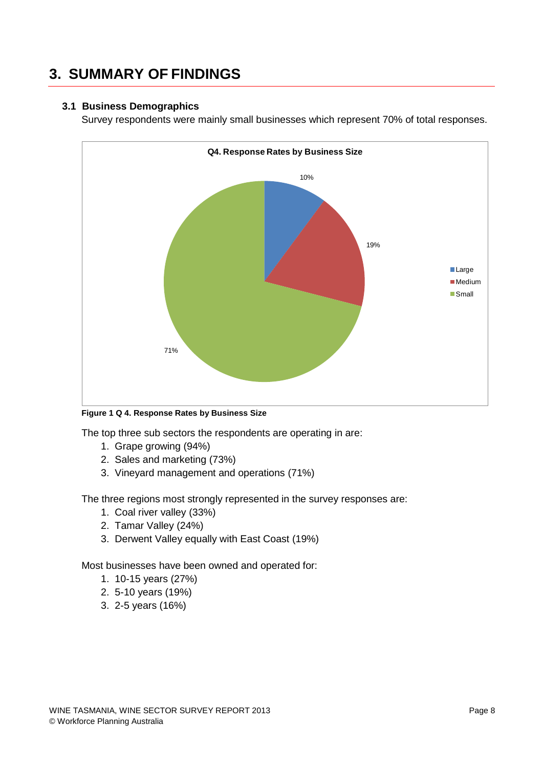# 3. SUMMARY OF FINDINGS

## 3.1 Business Demographics

Survey respondents were mainly small businesses which represent 70% of total responses.

**Figure 1 Q 4. Response Rates by Business Size**

The top three sub sectors the respondents are operating in are:

1. Grape growing (94%)
2. Sales and marketing (73%)
3. Vineyard management and operations (71%)

The three regions most strongly represented in the survey responses are:

1. Coal river valley (33%)
2. Tamar Valley (24%)
3. Derwent Valley equally with East Coast (19%)

Most businesses have been owned and operated for:

1. 10-15 years (27%)
2. 5-10 years (19%)
3. 2-5 years (16%)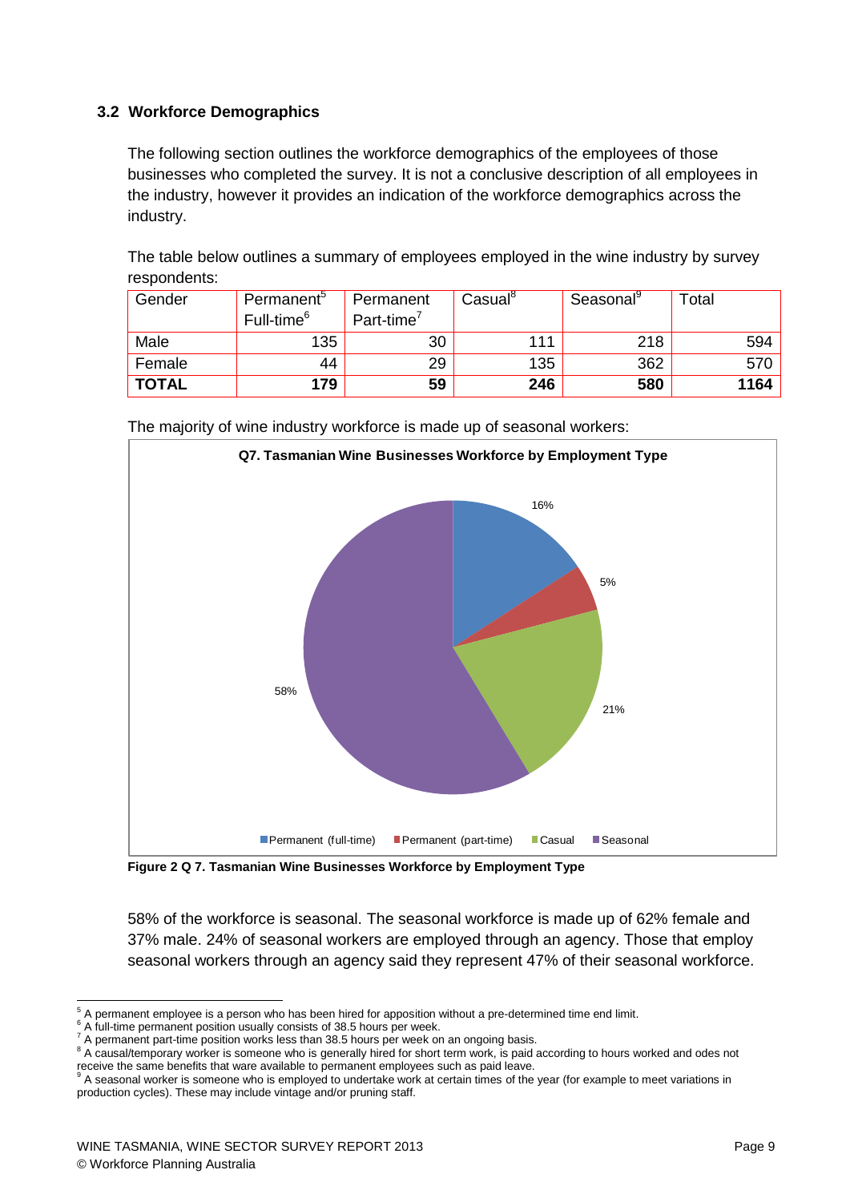### 3.2 Workforce Demographics

The following section outlines the workforce demographics of the employees of those businesses who completed the survey. It is not a conclusive description of all employees in the industry, however it provides an indication of the workforce demographics across the industry.

The table below outlines a summary of employees employed in the wine industry by survey respondents:

| Gender | Permanent[5] Full-time[6] | Permanent Part-time[7] | Casual[8] | Seasonal[9] | Total |
|---|---|---|---|---|---|
| Male | 135 | 30 | 111 | 218 | 594 |
| Female | 44 | 29 | 135 | 362 | 570 |
| **TOTAL** | **179** | **59** | **246** | **580** | **1164** |

The majority of wine industry workforce is made up of seasonal workers:

**Q7. Tasmanian Wine Businesses Workforce by Employment Type**

| Employment Type | % |
|---|---|
| Permanent (full-time) | 16% |
| Permanent (part-time) | 5% |
| Casual | 21% |
| Seasonal | 58% |

**Figure 2 Q 7. Tasmanian Wine Businesses Workforce by Employment Type**

58% of the workforce is seasonal. The seasonal workforce is made up of 62% female and 37% male. 24% of seasonal workers are employed through an agency. Those that employ seasonal workers through an agency said they represent 47% of their seasonal workforce.

---

[5] A permanent employee is a person who has been hired for apposition without a pre-determined time end limit.
[6] A full-time permanent position usually consists of 38.5 hours per week.
[7] A permanent part-time position works less than 38.5 hours per week on an ongoing basis.
[8] A causal/temporary worker is someone who is generally hired for short term work, is paid according to hours worked and odes not receive the same benefits that ware available to permanent employees such as paid leave.
[9] A seasonal worker is someone who is employed to undertake work at certain times of the year (for example to meet variations in production cycles). These may include vintage and/or pruning staff.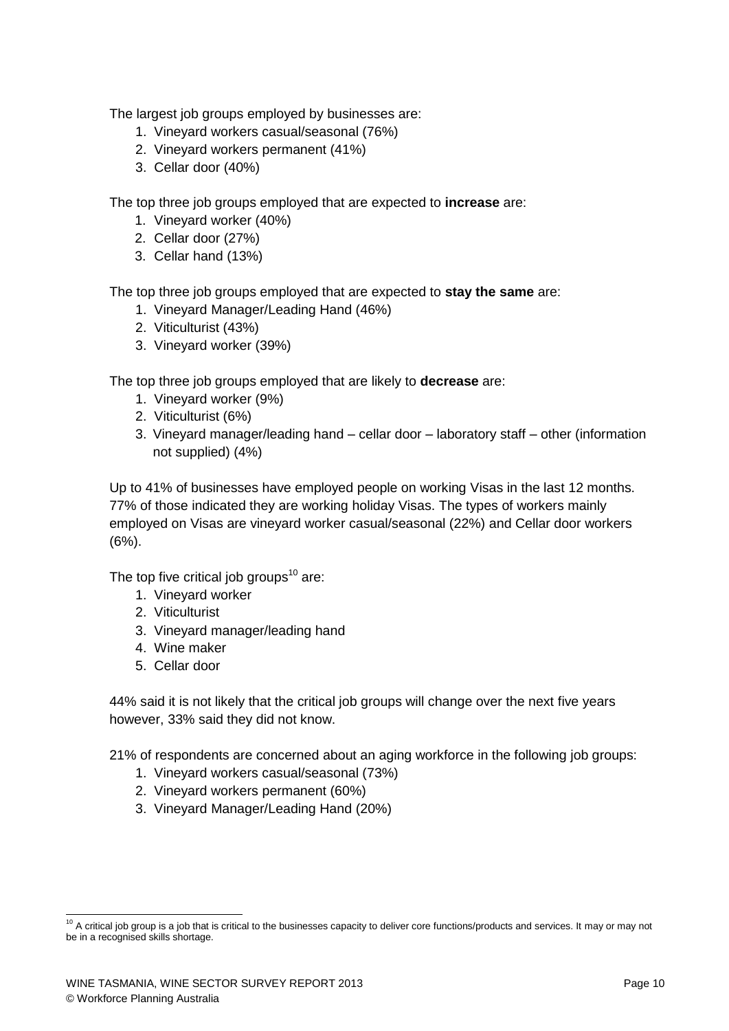The largest job groups employed by businesses are:

1. Vineyard workers casual/seasonal (76%)
2. Vineyard workers permanent (41%)
3. Cellar door (40%)

The top three job groups employed that are expected to **increase** are:

1. Vineyard worker (40%)
2. Cellar door (27%)
3. Cellar hand (13%)

The top three job groups employed that are expected to **stay the same** are:

1. Vineyard Manager/Leading Hand (46%)
2. Viticulturist (43%)
3. Vineyard worker (39%)

The top three job groups employed that are likely to **decrease** are:

1. Vineyard worker (9%)
2. Viticulturist (6%)
3. Vineyard manager/leading hand – cellar door – laboratory staff – other (information not supplied) (4%)

Up to 41% of businesses have employed people on working Visas in the last 12 months. 77% of those indicated they are working holiday Visas. The types of workers mainly employed on Visas are vineyard worker casual/seasonal (22%) and Cellar door workers (6%).

The top five critical job groups[10] are:

1. Vineyard worker
2. Viticulturist
3. Vineyard manager/leading hand
4. Wine maker
5. Cellar door

44% said it is not likely that the critical job groups will change over the next five years however, 33% said they did not know.

21% of respondents are concerned about an aging workforce in the following job groups:

1. Vineyard workers casual/seasonal (73%)
2. Vineyard workers permanent (60%)
3. Vineyard Manager/Leading Hand (20%)

[10] A critical job group is a job that is critical to the businesses capacity to deliver core functions/products and services. It may or may not be in a recognised skills shortage.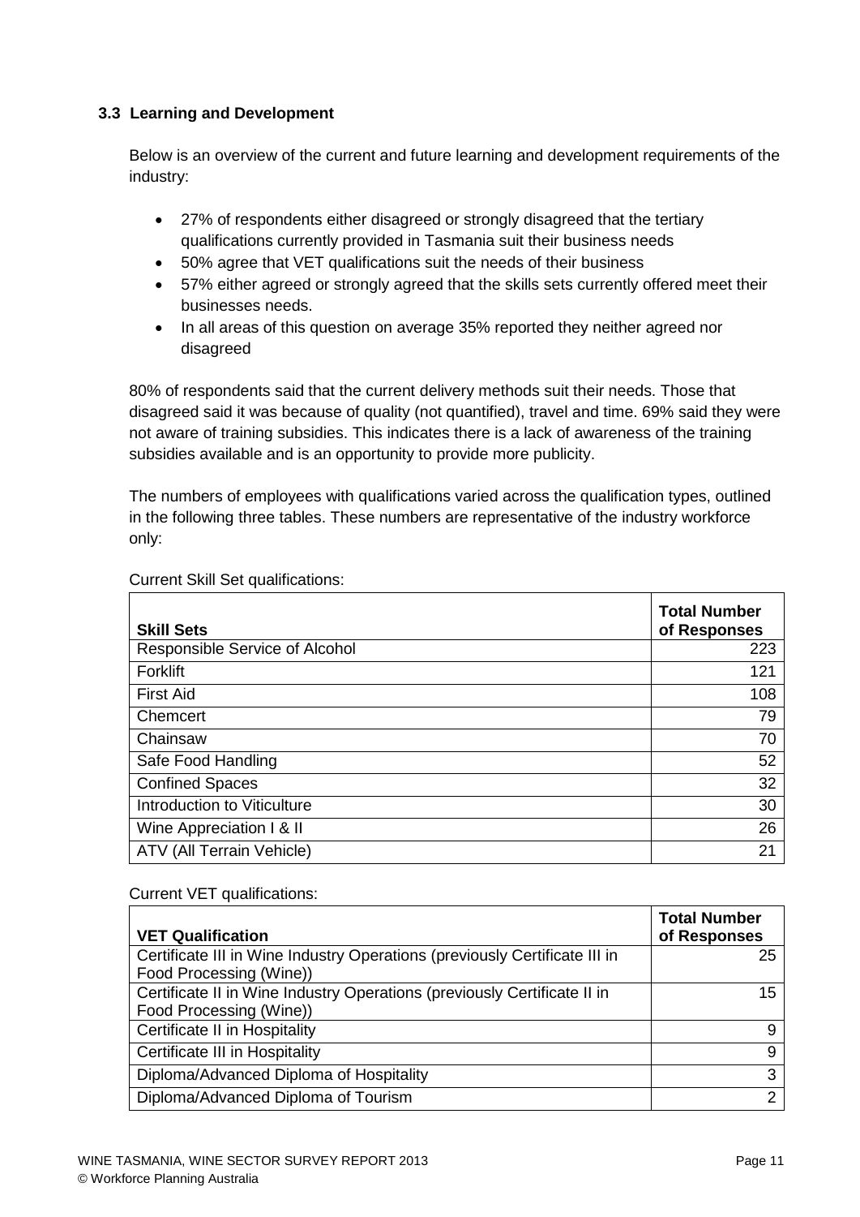### 3.3 Learning and Development

Below is an overview of the current and future learning and development requirements of the industry:

- 27% of respondents either disagreed or strongly disagreed that the tertiary qualifications currently provided in Tasmania suit their business needs
- 50% agree that VET qualifications suit the needs of their business
- 57% either agreed or strongly agreed that the skills sets currently offered meet their businesses needs.
- In all areas of this question on average 35% reported they neither agreed nor disagreed

80% of respondents said that the current delivery methods suit their needs. Those that disagreed said it was because of quality (not quantified), travel and time. 69% said they were not aware of training subsidies. This indicates there is a lack of awareness of the training subsidies available and is an opportunity to provide more publicity.

The numbers of employees with qualifications varied across the qualification types, outlined in the following three tables. These numbers are representative of the industry workforce only:

Current Skill Set qualifications:

| Skill Sets | Total Number of Responses |
|---|---|
| Responsible Service of Alcohol | 223 |
| Forklift | 121 |
| First Aid | 108 |
| Chemcert | 79 |
| Chainsaw | 70 |
| Safe Food Handling | 52 |
| Confined Spaces | 32 |
| Introduction to Viticulture | 30 |
| Wine Appreciation I & II | 26 |
| ATV (All Terrain Vehicle) | 21 |

Current VET qualifications:

| VET Qualification | Total Number of Responses |
|---|---|
| Certificate III in Wine Industry Operations (previously Certificate III in Food Processing (Wine)) | 25 |
| Certificate II in Wine Industry Operations (previously Certificate II in Food Processing (Wine)) | 15 |
| Certificate II in Hospitality | 9 |
| Certificate III in Hospitality | 9 |
| Diploma/Advanced Diploma of Hospitality | 3 |
| Diploma/Advanced Diploma of Tourism | 2 |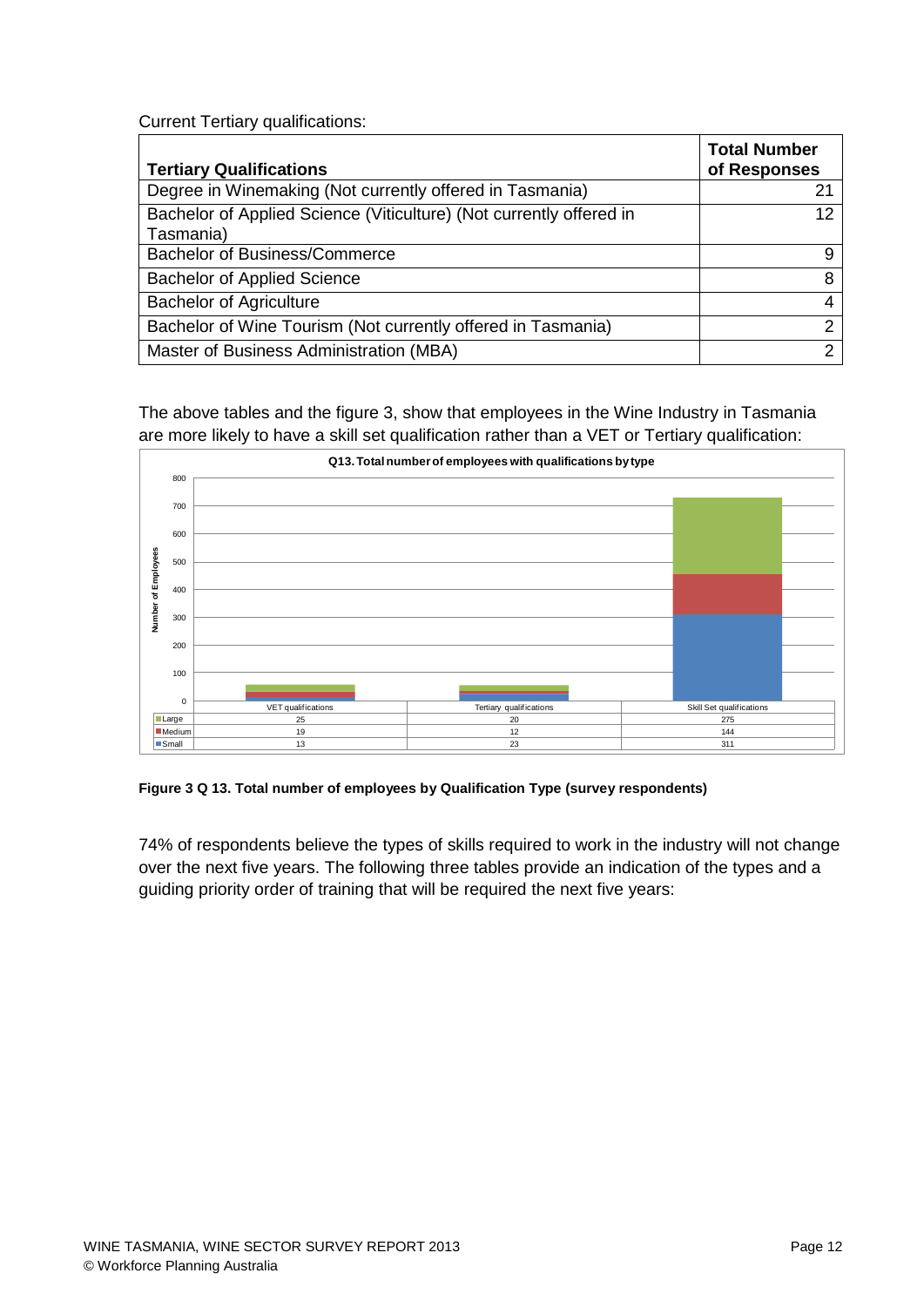Current Tertiary qualifications:

| Tertiary Qualifications | Total Number of Responses |
| --- | --- |
| Degree in Winemaking (Not currently offered in Tasmania) | 21 |
| Bachelor of Applied Science (Viticulture) (Not currently offered in Tasmania) | 12 |
| Bachelor of Business/Commerce | 9 |
| Bachelor of Applied Science | 8 |
| Bachelor of Agriculture | 4 |
| Bachelor of Wine Tourism (Not currently offered in Tasmania) | 2 |
| Master of Business Administration (MBA) | 2 |

The above tables and the figure 3, show that employees in the Wine Industry in Tasmania are more likely to have a skill set qualification rather than a VET or Tertiary qualification:

**Q13. Total number of employees with qualifications by type**

| | VET qualifications | Tertiary qualifications | Skill Set qualifications |
| --- | --- | --- | --- |
| Large | 25 | 20 | 275 |
| Medium | 19 | 12 | 144 |
| Small | 13 | 23 | 311 |

**Figure 3 Q 13. Total number of employees by Qualification Type (survey respondents)**

74% of respondents believe the types of skills required to work in the industry will not change over the next five years. The following three tables provide an indication of the types and a guiding priority order of training that will be required the next five years: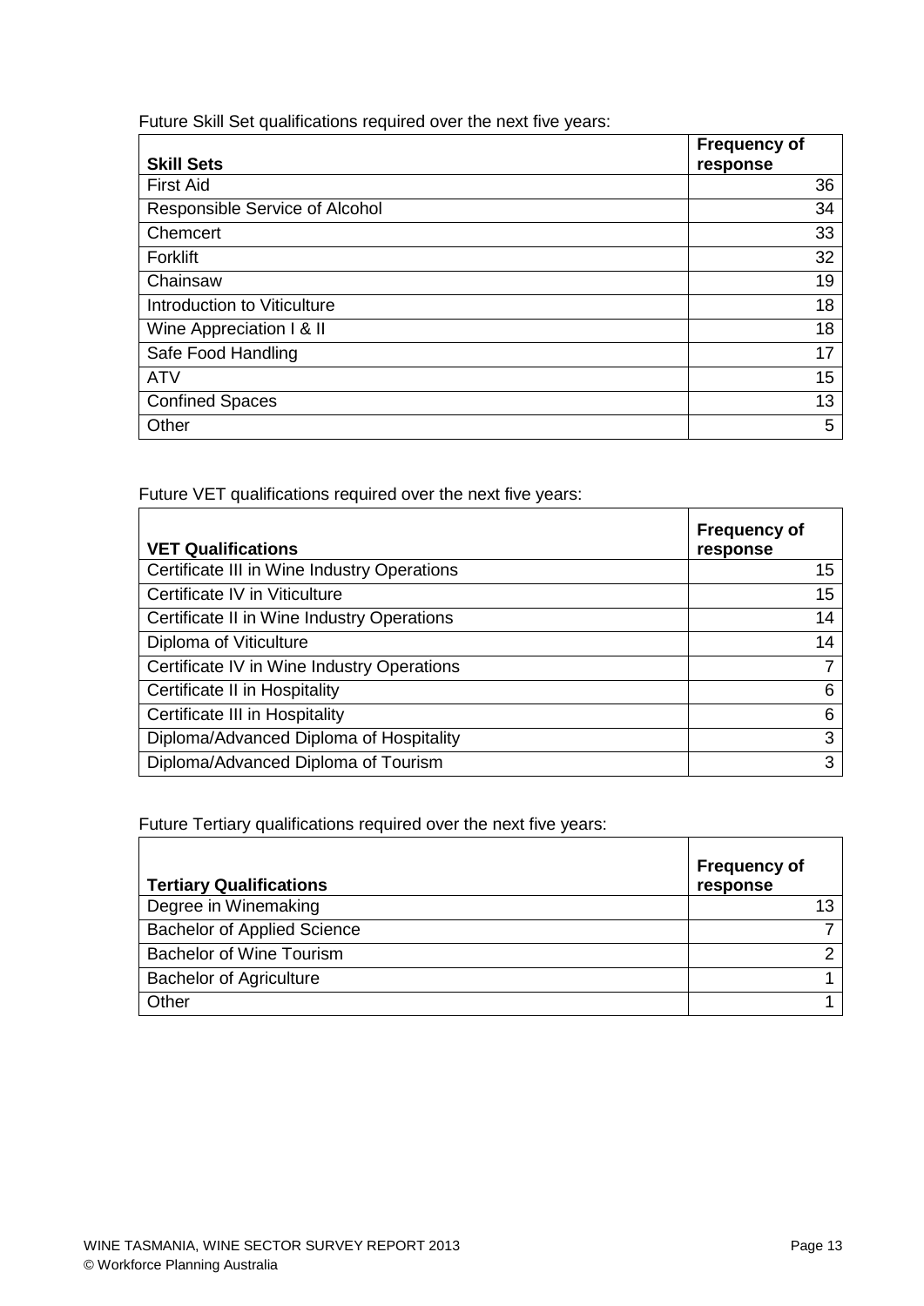Future Skill Set qualifications required over the next five years:

| Skill Sets | Frequency of response |
|---|---|
| First Aid | 36 |
| Responsible Service of Alcohol | 34 |
| Chemcert | 33 |
| Forklift | 32 |
| Chainsaw | 19 |
| Introduction to Viticulture | 18 |
| Wine Appreciation I & II | 18 |
| Safe Food Handling | 17 |
| ATV | 15 |
| Confined Spaces | 13 |
| Other | 5 |

Future VET qualifications required over the next five years:

| VET Qualifications | Frequency of response |
|---|---|
| Certificate III in Wine Industry Operations | 15 |
| Certificate IV in Viticulture | 15 |
| Certificate II in Wine Industry Operations | 14 |
| Diploma of Viticulture | 14 |
| Certificate IV in Wine Industry Operations | 7 |
| Certificate II in Hospitality | 6 |
| Certificate III in Hospitality | 6 |
| Diploma/Advanced Diploma of Hospitality | 3 |
| Diploma/Advanced Diploma of Tourism | 3 |

Future Tertiary qualifications required over the next five years:

| Tertiary Qualifications | Frequency of response |
|---|---|
| Degree in Winemaking | 13 |
| Bachelor of Applied Science | 7 |
| Bachelor of Wine Tourism | 2 |
| Bachelor of Agriculture | 1 |
| Other | 1 |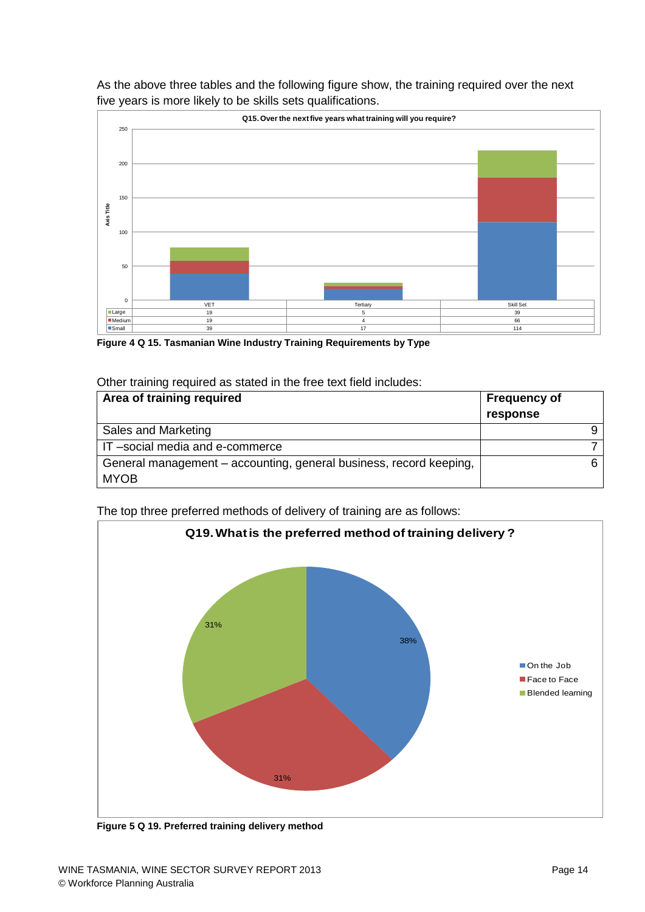As the above three tables and the following figure show, the training required over the next five years is more likely to be skills sets qualifications.

**Q15. Over the next five years what training will you require?**

| | VET | Tertiary | Skill Set |
|---|---|---|---|
| Large | 19 | 5 | 39 |
| Medium | 19 | 4 | 66 |
| Small | 39 | 17 | 114 |

**Figure 4 Q 15. Tasmanian Wine Industry Training Requirements by Type**

Other training required as stated in the free text field includes:

| Area of training required | Frequency of response |
|---|---|
| Sales and Marketing | 9 |
| IT –social media and e-commerce | 7 |
| General management – accounting, general business, record keeping, MYOB | 6 |

The top three preferred methods of delivery of training are as follows:

**Q19. What is the preferred method of training delivery?**

| Method | Percentage |
|---|---|
| On the Job | 38% |
| Face to Face | 31% |
| Blended learning | 31% |

**Figure 5 Q 19. Preferred training delivery method**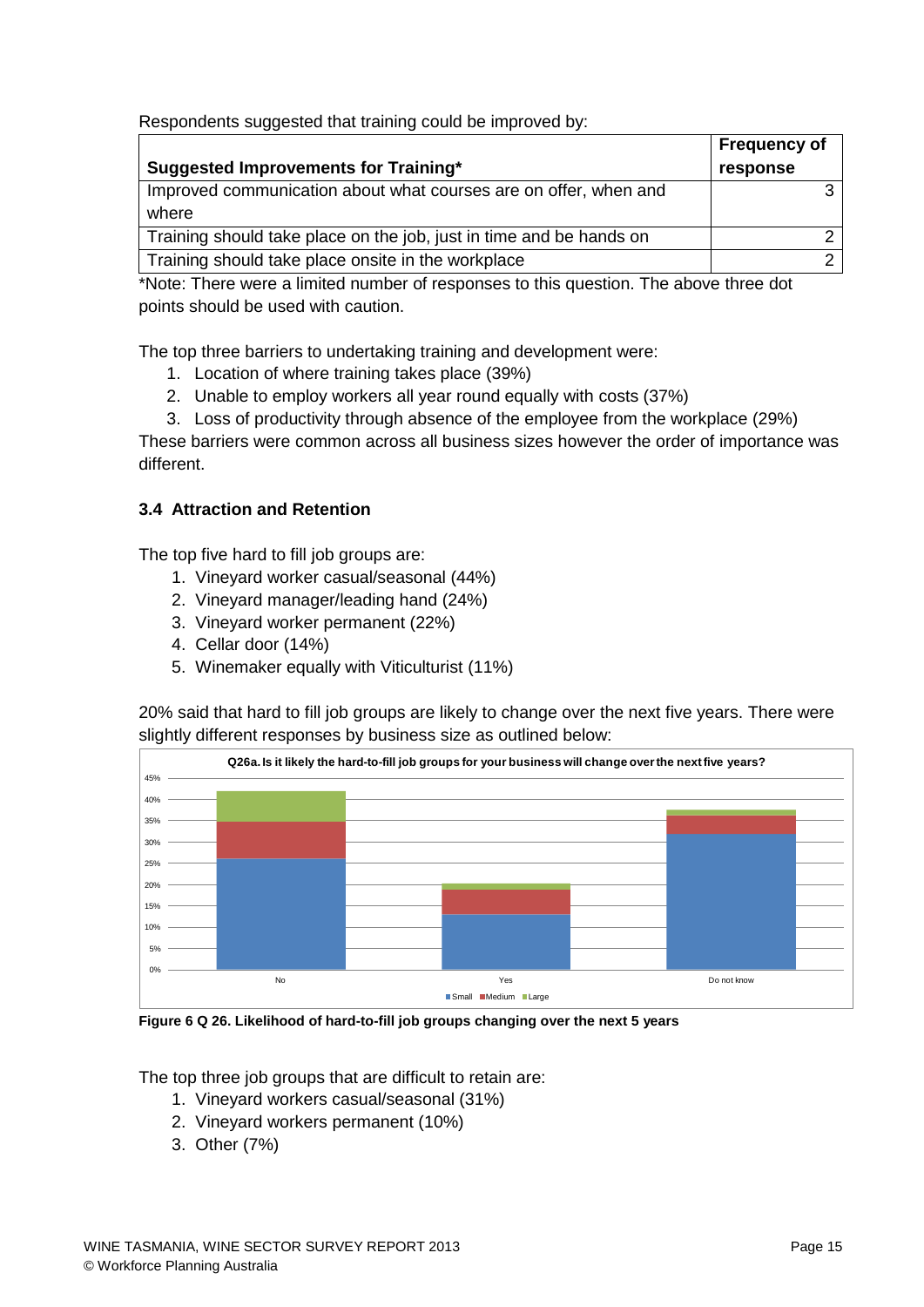Respondents suggested that training could be improved by:

| Suggested Improvements for Training* | Frequency of response |
|---|---|
| Improved communication about what courses are on offer, when and where | 3 |
| Training should take place on the job, just in time and be hands on | 2 |
| Training should take place onsite in the workplace | 2 |

*Note: There were a limited number of responses to this question. The above three dot points should be used with caution.

The top three barriers to undertaking training and development were:

1. Location of where training takes place (39%)
2. Unable to employ workers all year round equally with costs (37%)
3. Loss of productivity through absence of the employee from the workplace (29%)

These barriers were common across all business sizes however the order of importance was different.

### 3.4 Attraction and Retention

The top five hard to fill job groups are:

1. Vineyard worker casual/seasonal (44%)
2. Vineyard manager/leading hand (24%)
3. Vineyard worker permanent (22%)
4. Cellar door (14%)
5. Winemaker equally with Viticulturist (11%)

20% said that hard to fill job groups are likely to change over the next five years. There were slightly different responses by business size as outlined below:

**Figure 6 Q 26. Likelihood of hard-to-fill job groups changing over the next 5 years**

The top three job groups that are difficult to retain are:

1. Vineyard workers casual/seasonal (31%)
2. Vineyard workers permanent (10%)
3. Other (7%)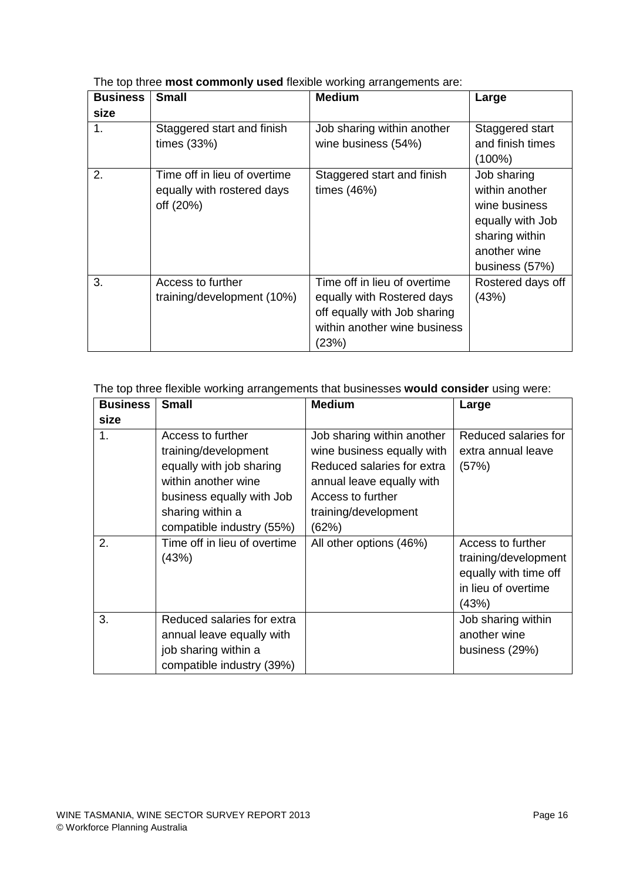The top three **most commonly used** flexible working arrangements are:

| Business size | Small | Medium | Large |
|---|---|---|---|
| 1. | Staggered start and finish times (33%) | Job sharing within another wine business (54%) | Staggered start and finish times (100%) |
| 2. | Time off in lieu of overtime equally with rostered days off (20%) | Staggered start and finish times (46%) | Job sharing within another wine business equally with Job sharing within another wine business (57%) |
| 3. | Access to further training/development (10%) | Time off in lieu of overtime equally with Rostered days off equally with Job sharing within another wine business (23%) | Rostered days off (43%) |

The top three flexible working arrangements that businesses **would consider** using were:

| Business size | Small | Medium | Large |
|---|---|---|---|
| 1. | Access to further training/development equally with job sharing within another wine business equally with Job sharing within a compatible industry (55%) | Job sharing within another wine business equally with Reduced salaries for extra annual leave equally with Access to further training/development (62%) | Reduced salaries for extra annual leave (57%) |
| 2. | Time off in lieu of overtime (43%) | All other options (46%) | Access to further training/development equally with time off in lieu of overtime (43%) |
| 3. | Reduced salaries for extra annual leave equally with job sharing within a compatible industry (39%) | | Job sharing within another wine business (29%) |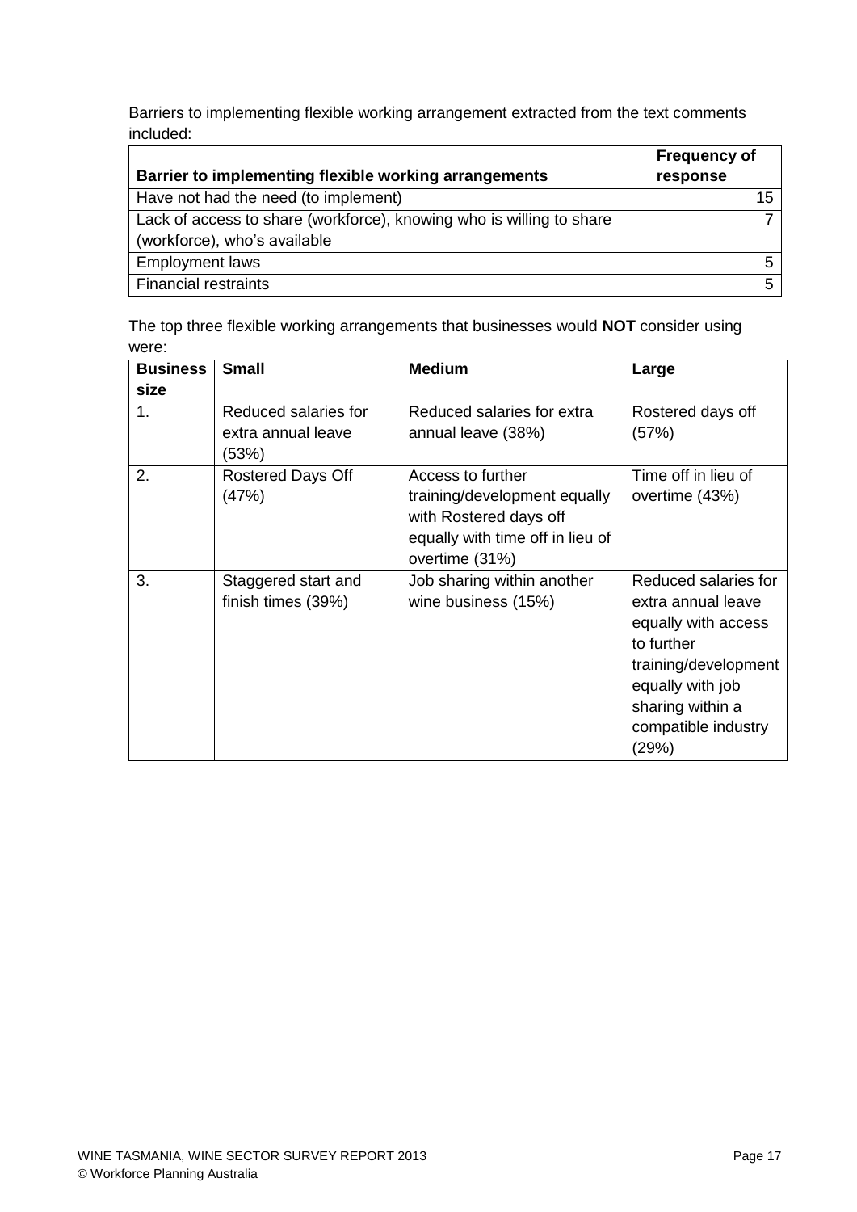Barriers to implementing flexible working arrangement extracted from the text comments included:

| Barrier to implementing flexible working arrangements | Frequency of response |
|---|---|
| Have not had the need (to implement) | 15 |
| Lack of access to share (workforce), knowing who is willing to share (workforce), who's available | 7 |
| Employment laws | 5 |
| Financial restraints | 5 |

The top three flexible working arrangements that businesses would **NOT** consider using were:

| Business size | Small | Medium | Large |
|---|---|---|---|
| 1. | Reduced salaries for extra annual leave (53%) | Reduced salaries for extra annual leave (38%) | Rostered days off (57%) |
| 2. | Rostered Days Off (47%) | Access to further training/development equally with Rostered days off equally with time off in lieu of overtime (31%) | Time off in lieu of overtime (43%) |
| 3. | Staggered start and finish times (39%) | Job sharing within another wine business (15%) | Reduced salaries for extra annual leave equally with access to further training/development equally with job sharing within a compatible industry (29%) |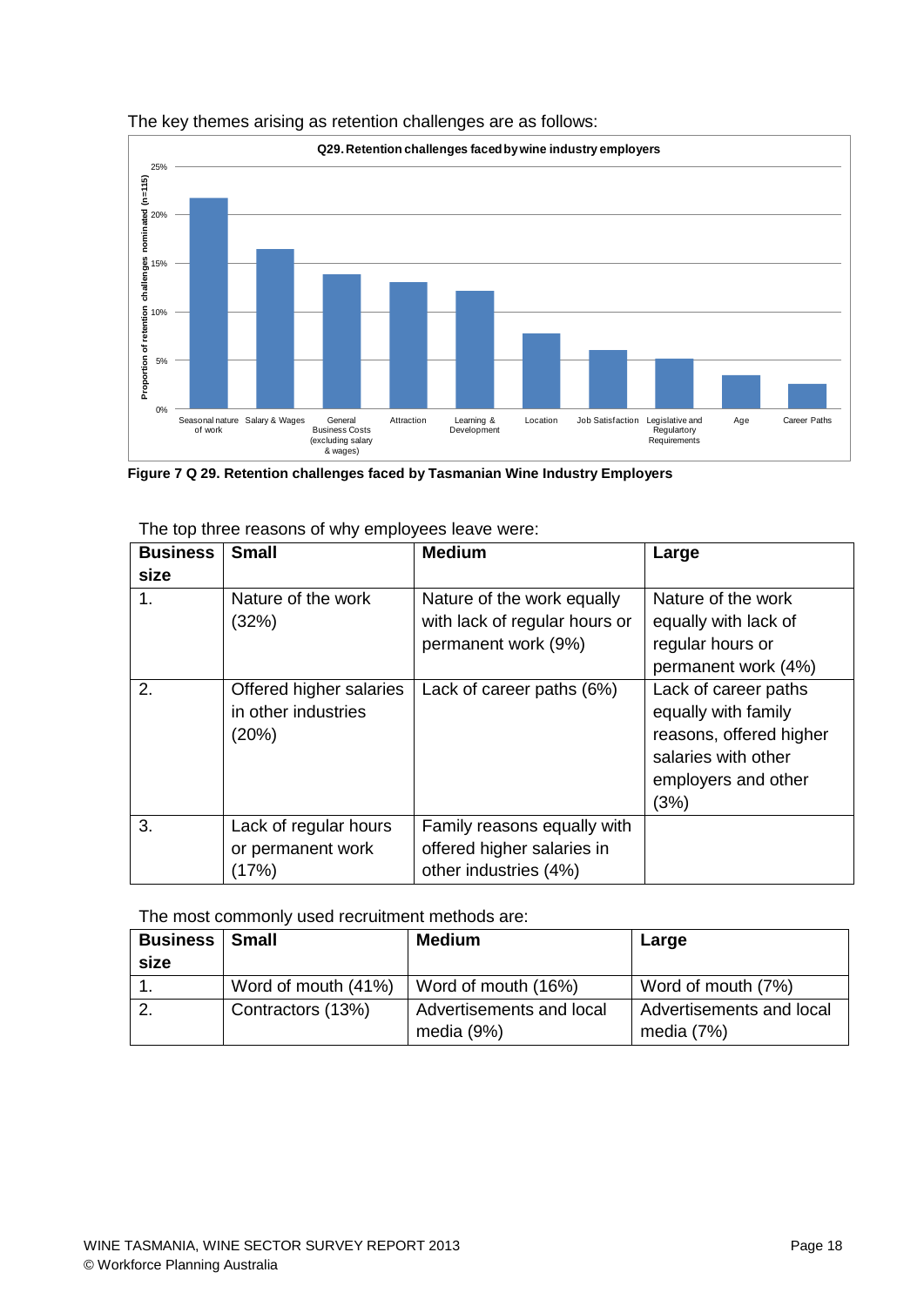The key themes arising as retention challenges are as follows:

**Figure 7 Q 29. Retention challenges faced by Tasmanian Wine Industry Employers**

The top three reasons of why employees leave were:

| Business size | Small | Medium | Large |
|---|---|---|---|
| 1. | Nature of the work (32%) | Nature of the work equally with lack of regular hours or permanent work (9%) | Nature of the work equally with lack of regular hours or permanent work (4%) |
| 2. | Offered higher salaries in other industries (20%) | Lack of career paths (6%) | Lack of career paths equally with family reasons, offered higher salaries with other employers and other (3%) |
| 3. | Lack of regular hours or permanent work (17%) | Family reasons equally with offered higher salaries in other industries (4%) | |

The most commonly used recruitment methods are:

| Business size | Small | Medium | Large |
|---|---|---|---|
| 1. | Word of mouth (41%) | Word of mouth (16%) | Word of mouth (7%) |
| 2. | Contractors (13%) | Advertisements and local media (9%) | Advertisements and local media (7%) |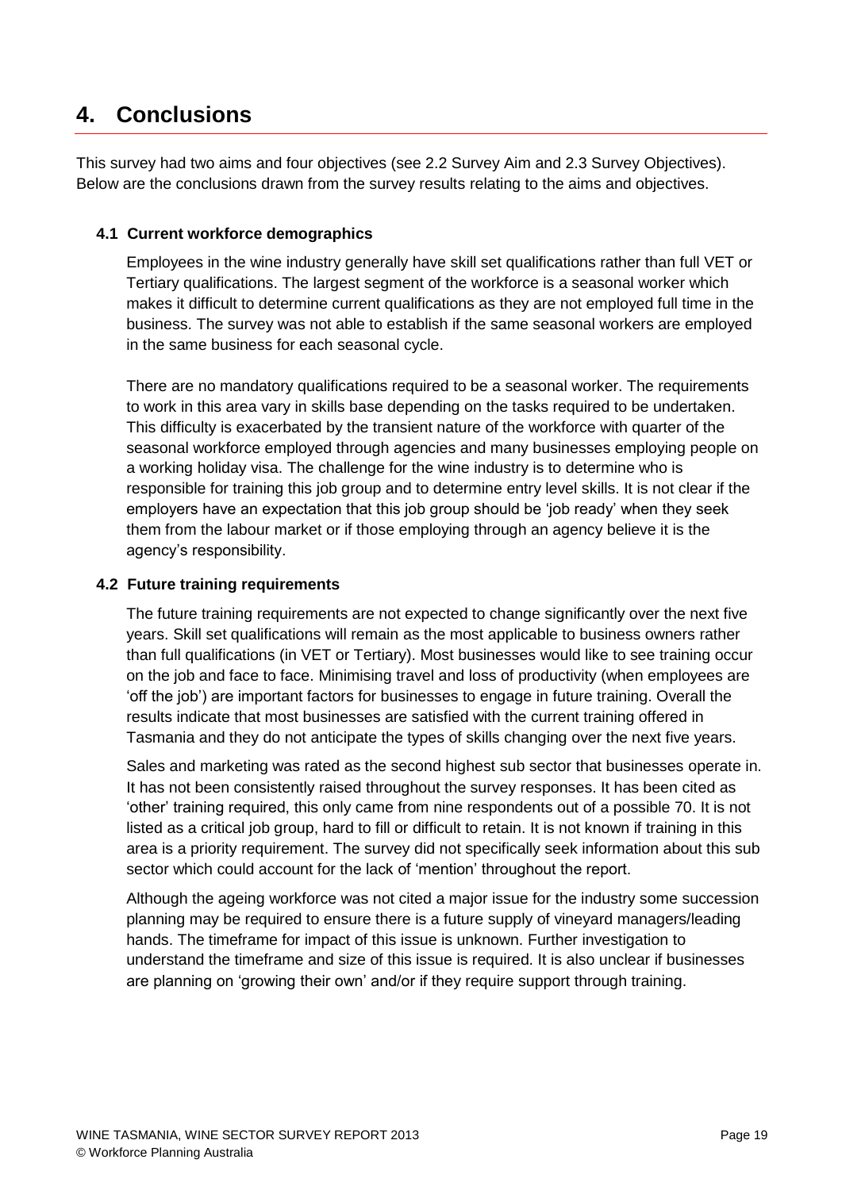# 4. Conclusions

This survey had two aims and four objectives (see 2.2 Survey Aim and 2.3 Survey Objectives). Below are the conclusions drawn from the survey results relating to the aims and objectives.

## 4.1 Current workforce demographics

Employees in the wine industry generally have skill set qualifications rather than full VET or Tertiary qualifications. The largest segment of the workforce is a seasonal worker which makes it difficult to determine current qualifications as they are not employed full time in the business. The survey was not able to establish if the same seasonal workers are employed in the same business for each seasonal cycle.

There are no mandatory qualifications required to be a seasonal worker. The requirements to work in this area vary in skills base depending on the tasks required to be undertaken. This difficulty is exacerbated by the transient nature of the workforce with quarter of the seasonal workforce employed through agencies and many businesses employing people on a working holiday visa. The challenge for the wine industry is to determine who is responsible for training this job group and to determine entry level skills. It is not clear if the employers have an expectation that this job group should be 'job ready' when they seek them from the labour market or if those employing through an agency believe it is the agency's responsibility.

## 4.2 Future training requirements

The future training requirements are not expected to change significantly over the next five years. Skill set qualifications will remain as the most applicable to business owners rather than full qualifications (in VET or Tertiary). Most businesses would like to see training occur on the job and face to face. Minimising travel and loss of productivity (when employees are 'off the job') are important factors for businesses to engage in future training. Overall the results indicate that most businesses are satisfied with the current training offered in Tasmania and they do not anticipate the types of skills changing over the next five years.

Sales and marketing was rated as the second highest sub sector that businesses operate in. It has not been consistently raised throughout the survey responses. It has been cited as 'other' training required, this only came from nine respondents out of a possible 70. It is not listed as a critical job group, hard to fill or difficult to retain. It is not known if training in this area is a priority requirement. The survey did not specifically seek information about this sub sector which could account for the lack of 'mention' throughout the report.

Although the ageing workforce was not cited a major issue for the industry some succession planning may be required to ensure there is a future supply of vineyard managers/leading hands. The timeframe for impact of this issue is unknown. Further investigation to understand the timeframe and size of this issue is required. It is also unclear if businesses are planning on 'growing their own' and/or if they require support through training.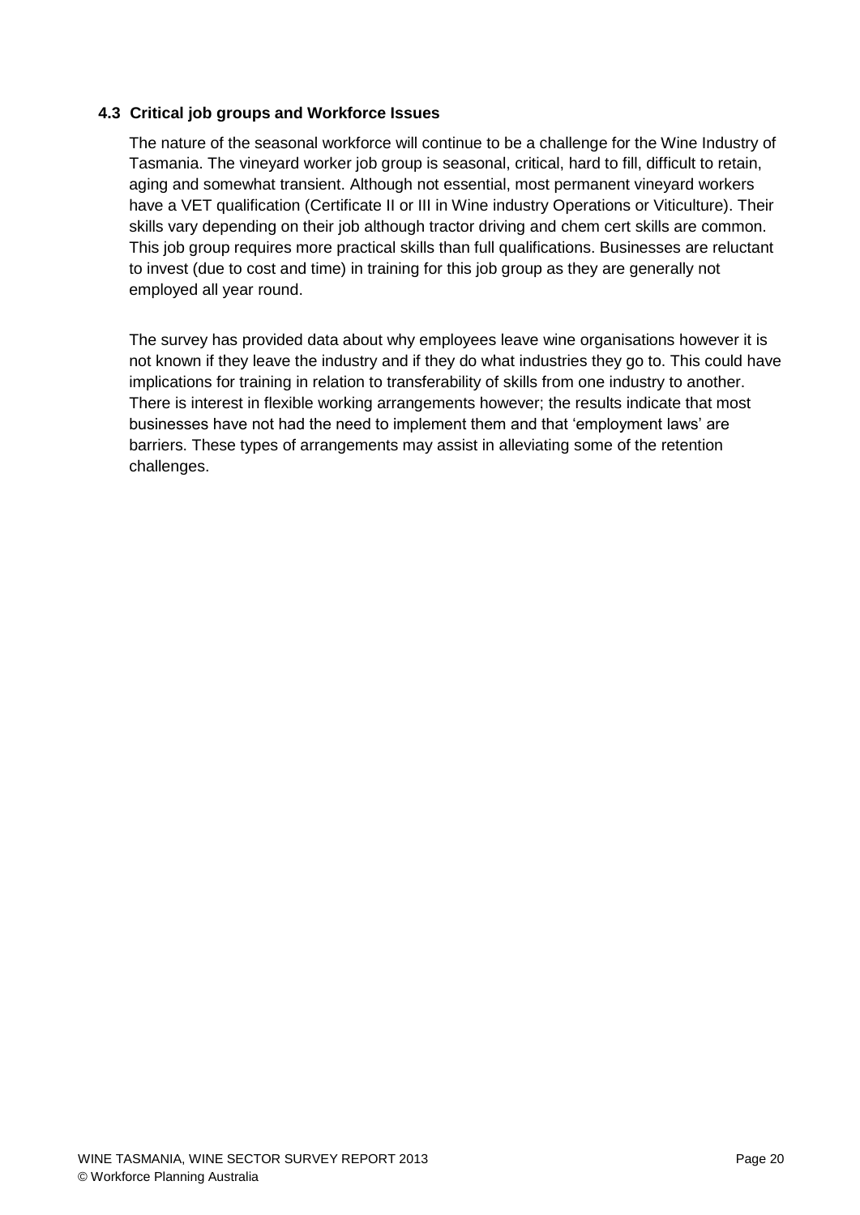### 4.3 Critical job groups and Workforce Issues

The nature of the seasonal workforce will continue to be a challenge for the Wine Industry of Tasmania. The vineyard worker job group is seasonal, critical, hard to fill, difficult to retain, aging and somewhat transient. Although not essential, most permanent vineyard workers have a VET qualification (Certificate II or III in Wine industry Operations or Viticulture). Their skills vary depending on their job although tractor driving and chem cert skills are common. This job group requires more practical skills than full qualifications. Businesses are reluctant to invest (due to cost and time) in training for this job group as they are generally not employed all year round.

The survey has provided data about why employees leave wine organisations however it is not known if they leave the industry and if they do what industries they go to. This could have implications for training in relation to transferability of skills from one industry to another. There is interest in flexible working arrangements however; the results indicate that most businesses have not had the need to implement them and that 'employment laws' are barriers. These types of arrangements may assist in alleviating some of the retention challenges.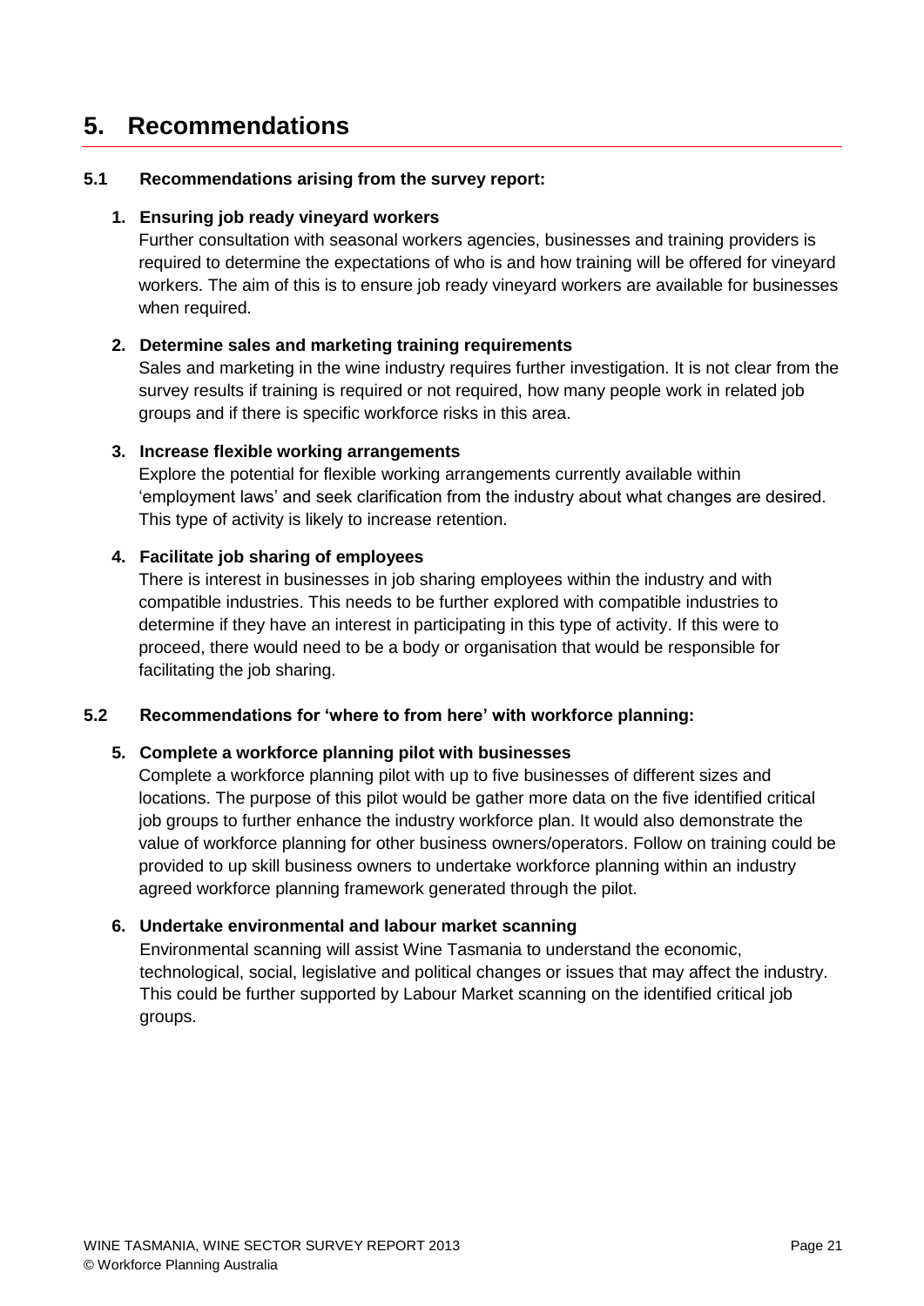# 5. Recommendations

### 5.1 Recommendations arising from the survey report:

1. **Ensuring job ready vineyard workers**
   Further consultation with seasonal workers agencies, businesses and training providers is required to determine the expectations of who is and how training will be offered for vineyard workers. The aim of this is to ensure job ready vineyard workers are available for businesses when required.

2. **Determine sales and marketing training requirements**
   Sales and marketing in the wine industry requires further investigation. It is not clear from the survey results if training is required or not required, how many people work in related job groups and if there is specific workforce risks in this area.

3. **Increase flexible working arrangements**
   Explore the potential for flexible working arrangements currently available within 'employment laws' and seek clarification from the industry about what changes are desired. This type of activity is likely to increase retention.

4. **Facilitate job sharing of employees**
   There is interest in businesses in job sharing employees within the industry and with compatible industries. This needs to be further explored with compatible industries to determine if they have an interest in participating in this type of activity. If this were to proceed, there would need to be a body or organisation that would be responsible for facilitating the job sharing.

### 5.2 Recommendations for 'where to from here' with workforce planning:

5. **Complete a workforce planning pilot with businesses**
   Complete a workforce planning pilot with up to five businesses of different sizes and locations. The purpose of this pilot would be gather more data on the five identified critical job groups to further enhance the industry workforce plan. It would also demonstrate the value of workforce planning for other business owners/operators. Follow on training could be provided to up skill business owners to undertake workforce planning within an industry agreed workforce planning framework generated through the pilot.

6. **Undertake environmental and labour market scanning**
   Environmental scanning will assist Wine Tasmania to understand the economic, technological, social, legislative and political changes or issues that may affect the industry. This could be further supported by Labour Market scanning on the identified critical job groups.